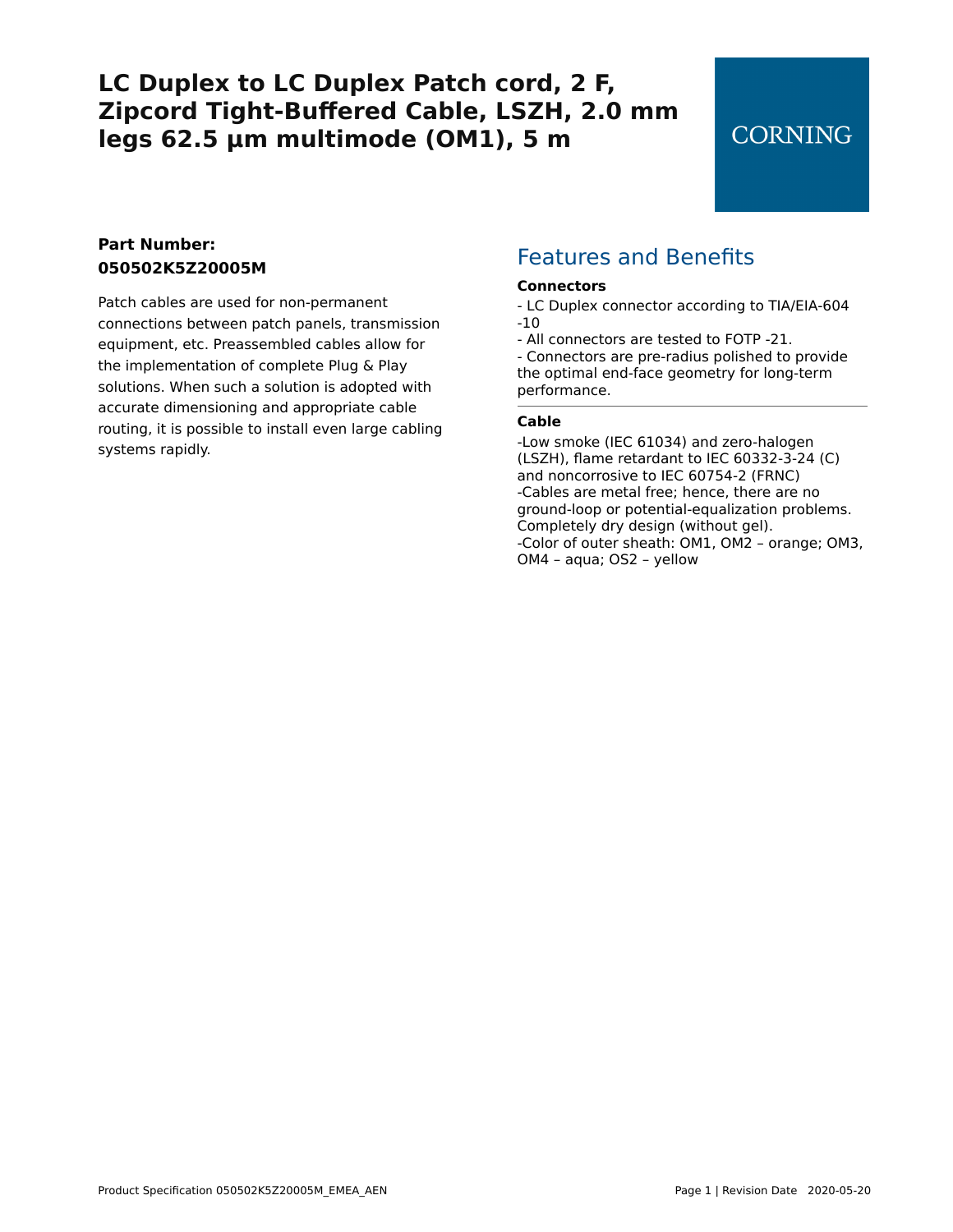# LC Duplex to LC Duplex Patch cord, 2 F, Zipcord Tight-Buffered Cable, LSZH, 2.0 mm legs 62.5 µm multimode (OM1), 5 m

CORNING

**Part Number:**
**050502K5Z20005M**

Patch cables are used for non-permanent connections between patch panels, transmission equipment, etc. Preassembled cables allow for the implementation of complete Plug & Play solutions. When such a solution is adopted with accurate dimensioning and appropriate cable routing, it is possible to install even large cabling systems rapidly.

## Features and Benefits

**Connectors**

- LC Duplex connector according to TIA/EIA-604 -10
- All connectors are tested to FOTP -21.
- Connectors are pre-radius polished to provide the optimal end-face geometry for long-term performance.

**Cable**

-Low smoke (IEC 61034) and zero-halogen (LSZH), flame retardant to IEC 60332-3-24 (C) and noncorrosive to IEC 60754-2 (FRNC)
-Cables are metal free; hence, there are no ground-loop or potential-equalization problems. Completely dry design (without gel).
-Color of outer sheath: OM1, OM2 – orange; OM3, OM4 – aqua; OS2 – yellow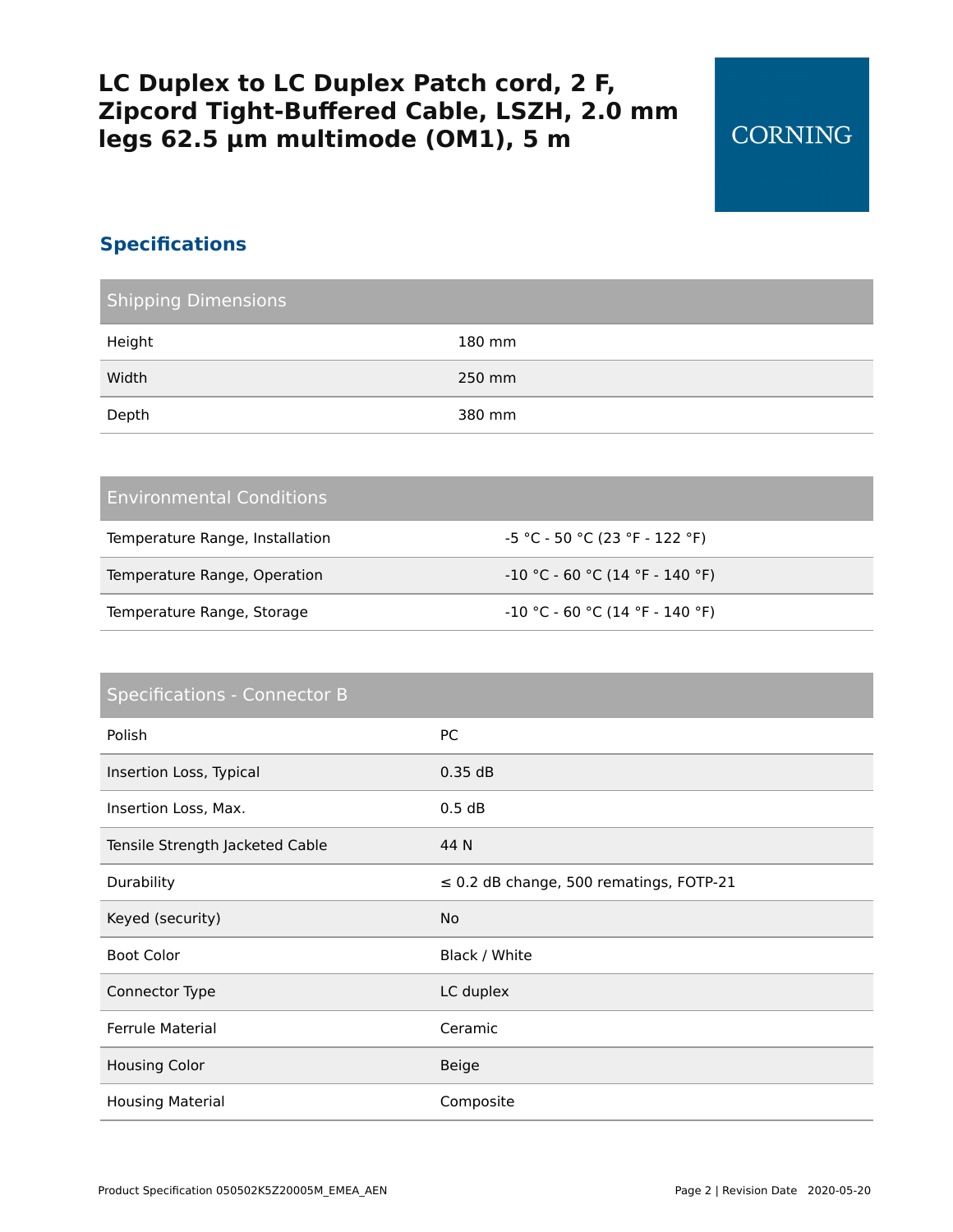# LC Duplex to LC Duplex Patch cord, 2 F, Zipcord Tight-Buffered Cable, LSZH, 2.0 mm legs 62.5 µm multimode (OM1), 5 m

CORNING

## Specifications

| Shipping Dimensions | |
|---|---|
| Height | 180 mm |
| Width | 250 mm |
| Depth | 380 mm |

| Environmental Conditions | |
|---|---|
| Temperature Range, Installation | -5 °C - 50 °C (23 °F - 122 °F) |
| Temperature Range, Operation | -10 °C - 60 °C (14 °F - 140 °F) |
| Temperature Range, Storage | -10 °C - 60 °C (14 °F - 140 °F) |

| Specifications - Connector B | |
|---|---|
| Polish | PC |
| Insertion Loss, Typical | 0.35 dB |
| Insertion Loss, Max. | 0.5 dB |
| Tensile Strength Jacketed Cable | 44 N |
| Durability | ≤ 0.2 dB change, 500 rematings, FOTP-21 |
| Keyed (security) | No |
| Boot Color | Black / White |
| Connector Type | LC duplex |
| Ferrule Material | Ceramic |
| Housing Color | Beige |
| Housing Material | Composite |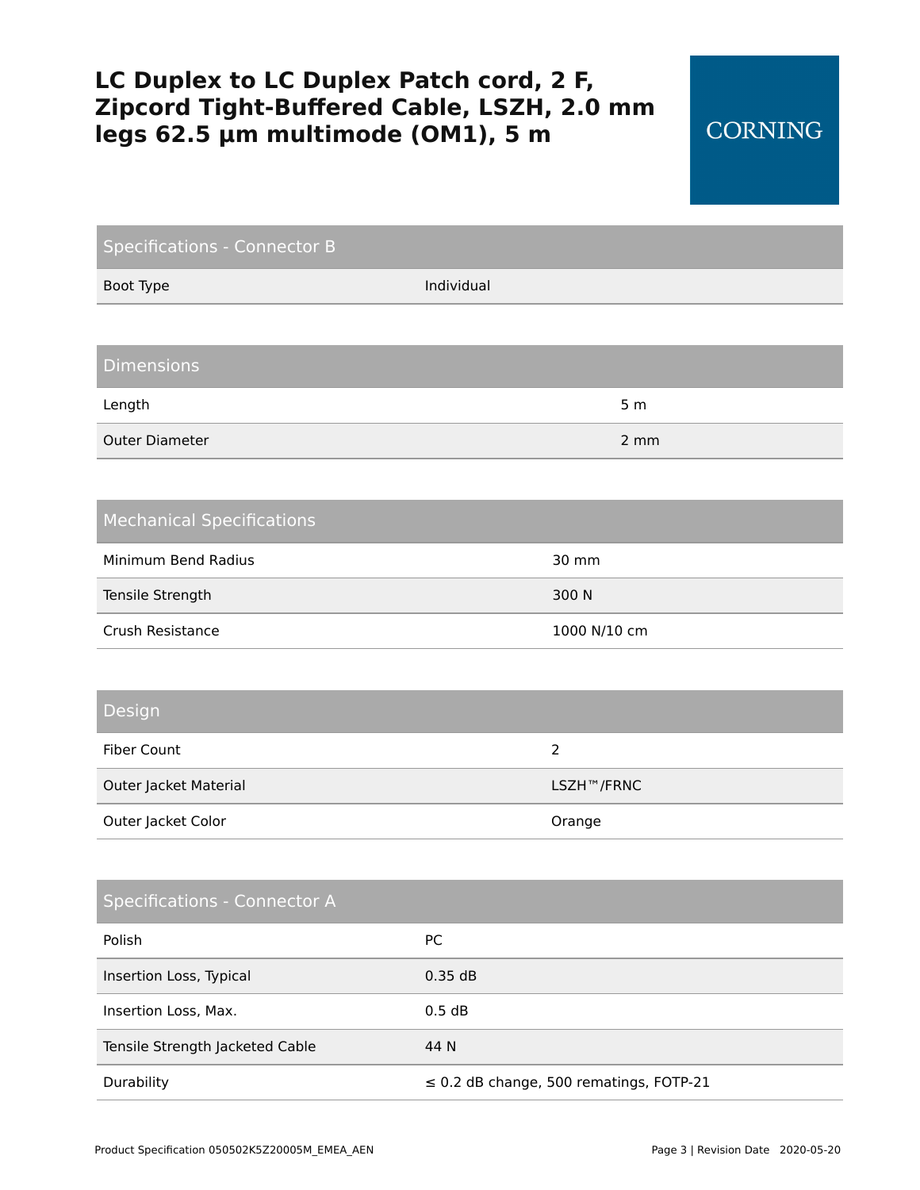# LC Duplex to LC Duplex Patch cord, 2 F, Zipcord Tight-Buffered Cable, LSZH, 2.0 mm legs 62.5 µm multimode (OM1), 5 m

CORNING

| Specifications - Connector B | |
|---|---|
| Boot Type | Individual |

| Dimensions | |
|---|---|
| Length | 5 m |
| Outer Diameter | 2 mm |

| Mechanical Specifications | |
|---|---|
| Minimum Bend Radius | 30 mm |
| Tensile Strength | 300 N |
| Crush Resistance | 1000 N/10 cm |

| Design | |
|---|---|
| Fiber Count | 2 |
| Outer Jacket Material | LSZH™/FRNC |
| Outer Jacket Color | Orange |

| Specifications - Connector A | |
|---|---|
| Polish | PC |
| Insertion Loss, Typical | 0.35 dB |
| Insertion Loss, Max. | 0.5 dB |
| Tensile Strength Jacketed Cable | 44 N |
| Durability | ≤ 0.2 dB change, 500 rematings, FOTP-21 |

Product Specification 050502K5Z20005M_EMEA_AEN  Revision Date 2020-05-20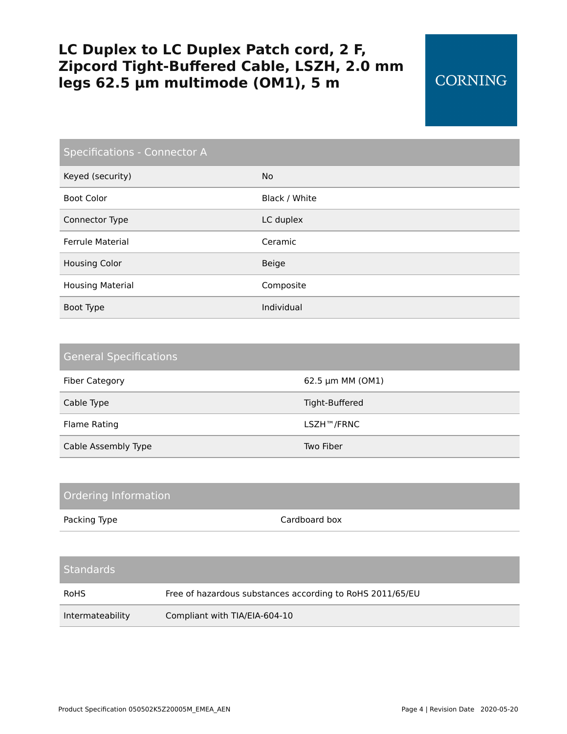# LC Duplex to LC Duplex Patch cord, 2 F, Zipcord Tight-Buffered Cable, LSZH, 2.0 mm legs 62.5 µm multimode (OM1), 5 m

CORNING

| Specifications - Connector A | |
|---|---|
| Keyed (security) | No |
| Boot Color | Black / White |
| Connector Type | LC duplex |
| Ferrule Material | Ceramic |
| Housing Color | Beige |
| Housing Material | Composite |
| Boot Type | Individual |

| General Specifications | |
|---|---|
| Fiber Category | 62.5 µm MM (OM1) |
| Cable Type | Tight-Buffered |
| Flame Rating | LSZH™/FRNC |
| Cable Assembly Type | Two Fiber |

| Ordering Information | |
|---|---|
| Packing Type | Cardboard box |

| Standards | |
|---|---|
| RoHS | Free of hazardous substances according to RoHS 2011/65/EU |
| Intermateability | Compliant with TIA/EIA-604-10 |

Product Specification 050502K5Z20005M_EMEA_AEN

Revision Date 2020-05-20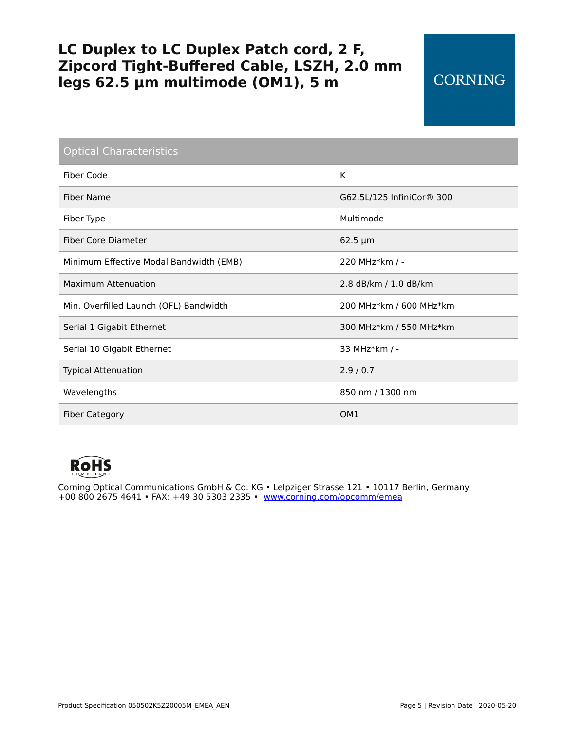# LC Duplex to LC Duplex Patch cord, 2 F, Zipcord Tight-Buffered Cable, LSZH, 2.0 mm legs 62.5 µm multimode (OM1), 5 m

CORNING

| Optical Characteristics | |
|---|---|
| Fiber Code | K |
| Fiber Name | G62.5L/125 InfiniCor® 300 |
| Fiber Type | Multimode |
| Fiber Core Diameter | 62.5 µm |
| Minimum Effective Modal Bandwidth (EMB) | 220 MHz*km / - |
| Maximum Attenuation | 2.8 dB/km / 1.0 dB/km |
| Min. Overfilled Launch (OFL) Bandwidth | 200 MHz*km / 600 MHz*km |
| Serial 1 Gigabit Ethernet | 300 MHz*km / 550 MHz*km |
| Serial 10 Gigabit Ethernet | 33 MHz*km / - |
| Typical Attenuation | 2.9 / 0.7 |
| Wavelengths | 850 nm / 1300 nm |
| Fiber Category | OM1 |

RoHS COMPLIANT

Corning Optical Communications GmbH & Co. KG • Lelpziger Strasse 121 • 10117 Berlin, Germany
+00 800 2675 4641 • FAX: +49 30 5303 2335 • www.corning.com/opcomm/emea

Product Specification 050502K5Z20005M_EMEA_AEN

Revision Date 2020-05-20